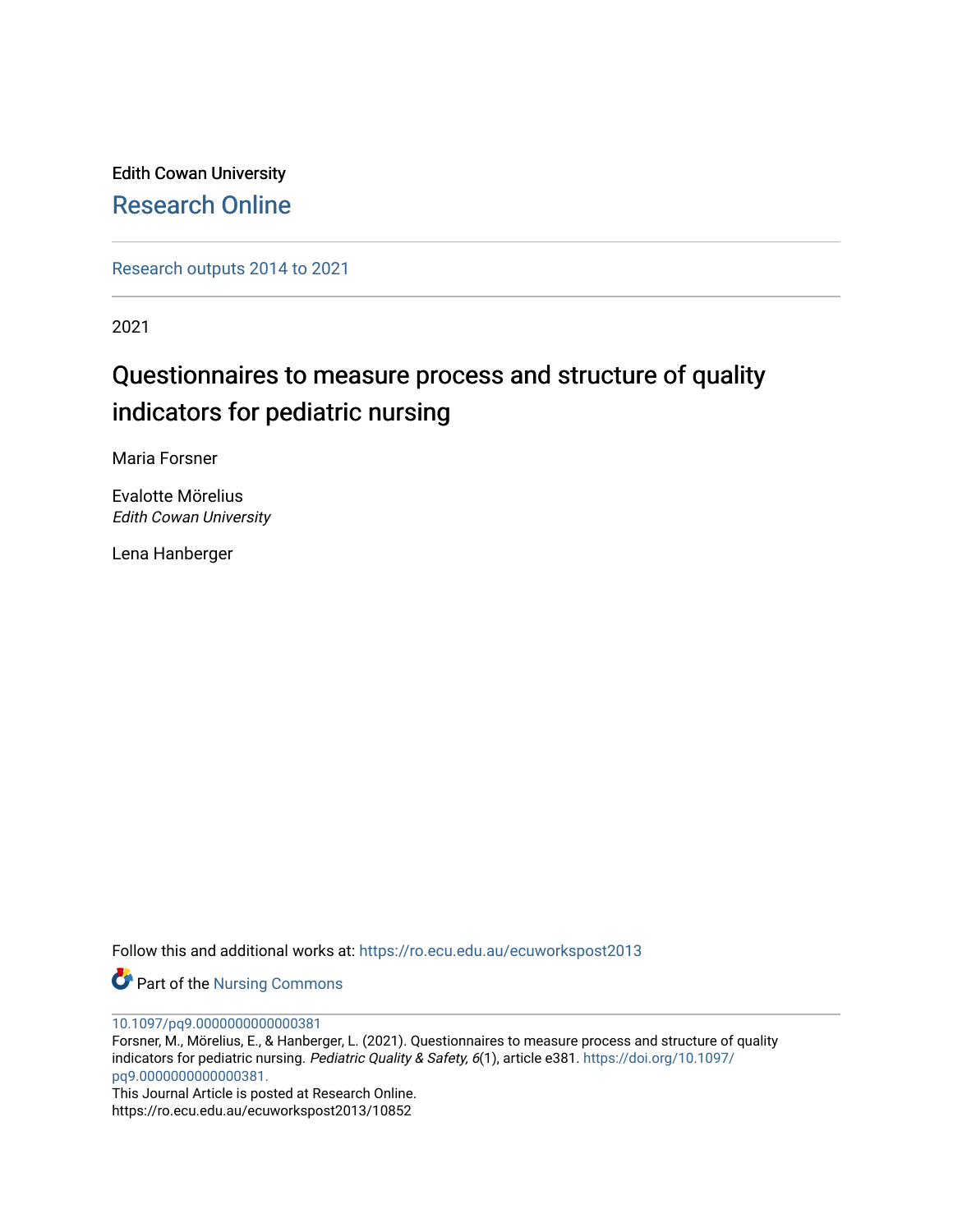Edith Cowan University

Research Online

Research outputs 2014 to 2021

2021

# Questionnaires to measure process and structure of quality indicators for pediatric nursing

Maria Forsner

Evalotte Mörelius
*Edith Cowan University*

Lena Hanberger

Follow this and additional works at: https://ro.ecu.edu.au/ecuworkspost2013

Part of the Nursing Commons

10.1097/pq9.0000000000000381

Forsner, M., Mörelius, E., & Hanberger, L. (2021). Questionnaires to measure process and structure of quality indicators for pediatric nursing. *Pediatric Quality & Safety, 6*(1), article e381. https://doi.org/10.1097/pq9.0000000000000381.

This Journal Article is posted at Research Online.
https://ro.ecu.edu.au/ecuworkspost2013/10852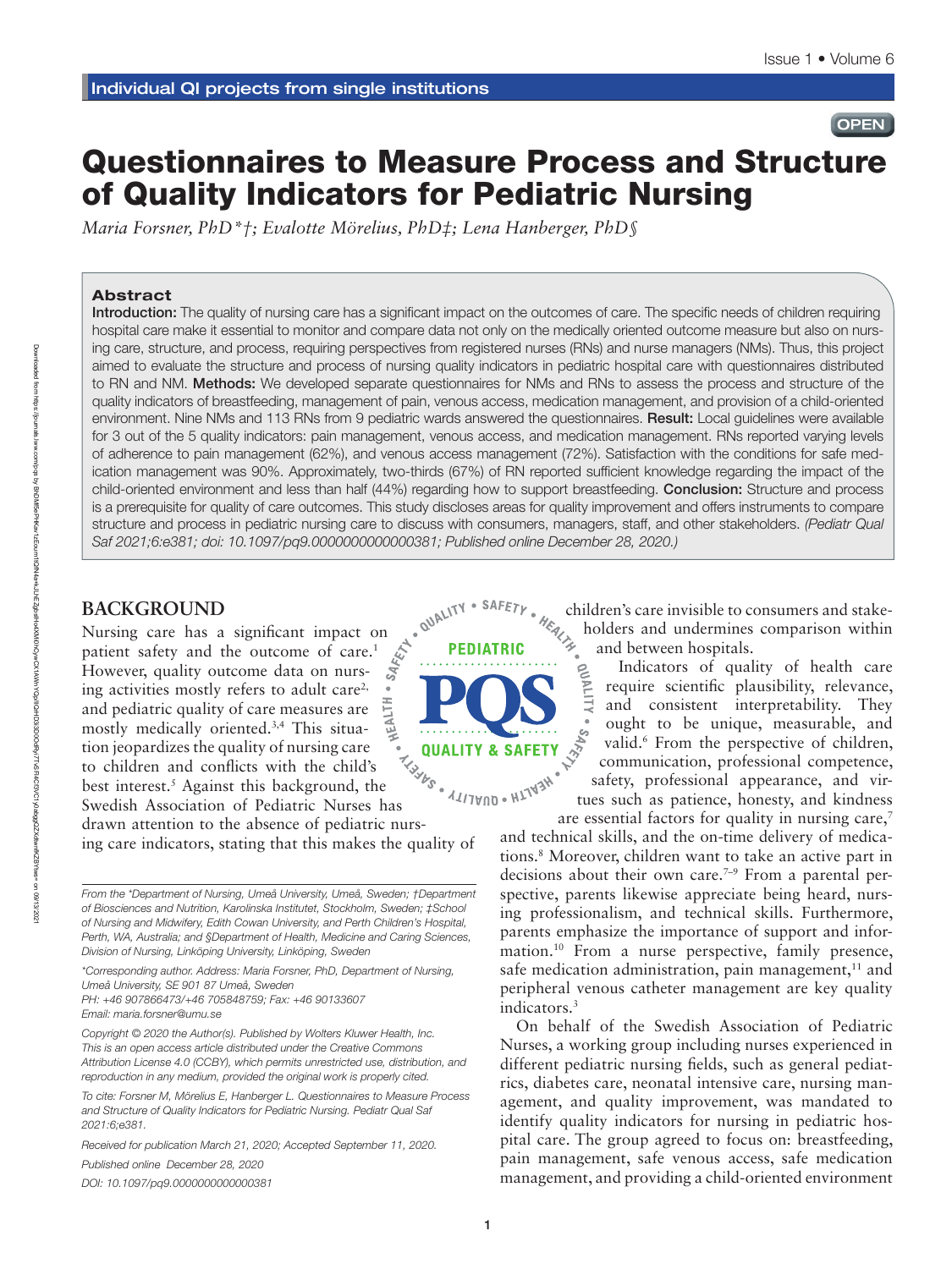# Questionnaires to Measure Process and Structure of Quality Indicators for Pediatric Nursing

*Maria Forsner, PhD*†; Evalotte Mörelius, PhD‡; Lena Hanberger, PhD§*

## Abstract

**Introduction:** The quality of nursing care has a significant impact on the outcomes of care. The specific needs of children requiring hospital care make it essential to monitor and compare data not only on the medically oriented outcome measure but also on nursing care, structure, and process, requiring perspectives from registered nurses (RNs) and nurse managers (NMs). Thus, this project aimed to evaluate the structure and process of nursing quality indicators in pediatric hospital care with questionnaires distributed to RN and NM. **Methods:** We developed separate questionnaires for NMs and RNs to assess the process and structure of the quality indicators of breastfeeding, management of pain, venous access, medication management, and provision of a child-oriented environment. Nine NMs and 113 RNs from 9 pediatric wards answered the questionnaires. **Result:** Local guidelines were available for 3 out of the 5 quality indicators: pain management, venous access, and medication management. RNs reported varying levels of adherence to pain management (62%), and venous access management (72%). Satisfaction with the conditions for safe medication management was 90%. Approximately, two-thirds (67%) of RN reported sufficient knowledge regarding the impact of the child-oriented environment and less than half (44%) regarding how to support breastfeeding. **Conclusion:** Structure and process is a prerequisite for quality of care outcomes. This study discloses areas for quality improvement and offers instruments to compare structure and process in pediatric nursing care to discuss with consumers, managers, staff, and other stakeholders. *(Pediatr Qual Saf 2021;6:e381; doi: 10.1097/pq9.0000000000000381; Published online December 28, 2020.)*

## BACKGROUND

Nursing care has a significant impact on patient safety and the outcome of care.[1] However, quality outcome data on nursing activities mostly refers to adult care[2], and pediatric quality of care measures are mostly medically oriented.[3,4] This situation jeopardizes the quality of nursing care to children and conflicts with the child's best interest.[5] Against this background, the Swedish Association of Pediatric Nurses has drawn attention to the absence of pediatric nursing care indicators, stating that this makes the quality of children's care invisible to consumers and stakeholders and undermines comparison within and between hospitals.

Indicators of quality of health care require scientific plausibility, relevance, and consistent interpretability. They ought to be unique, measurable, and valid.[6] From the perspective of children, communication, professional competence, safety, professional appearance, and virtues such as patience, honesty, and kindness are essential factors for quality in nursing care,[7] and technical skills, and the on-time delivery of medications.[8] Moreover, children want to take an active part in decisions about their own care.[7–9] From a parental perspective, parents likewise appreciate being heard, nursing professionalism, and technical skills. Furthermore, parents emphasize the importance of support and information.[10] From a nurse perspective, family presence, safe medication administration, pain management,[11] and peripheral venous catheter management are key quality indicators.[3]

On behalf of the Swedish Association of Pediatric Nurses, a working group including nurses experienced in different pediatric nursing fields, such as general pediatrics, diabetes care, neonatal intensive care, nursing management, and quality improvement, was mandated to identify quality indicators for nursing in pediatric hospital care. The group agreed to focus on: breastfeeding, pain management, safe venous access, safe medication management, and providing a child-oriented environment

From the *Department of Nursing, Umeå University, Umeå, Sweden; †Department of Biosciences and Nutrition, Karolinska Institutet, Stockholm, Sweden; ‡School of Nursing and Midwifery, Edith Cowan University, and Perth Children's Hospital, Perth, WA, Australia; and §Department of Health, Medicine and Caring Sciences, Division of Nursing, Linköping University, Linköping, Sweden

*Corresponding author. Address: Maria Forsner, PhD, Department of Nursing, Umeå University, SE 901 87 Umeå, Sweden
PH: +46 907866473/+46 705848759; Fax: +46 90133607
Email: maria.forsner@umu.se

Copyright © 2020 the Author(s). Published by Wolters Kluwer Health, Inc. This is an open access article distributed under the Creative Commons Attribution License 4.0 (CCBY), which permits unrestricted use, distribution, and reproduction in any medium, provided the original work is properly cited.

To cite: Forsner M, Mörelius E, Hanberger L. Questionnaires to Measure Process and Structure of Quality Indicators for Pediatric Nursing. Pediatr Qual Saf 2021:6;e381.

Received for publication March 21, 2020; Accepted September 11, 2020.

Published online December 28, 2020

DOI: 10.1097/pq9.0000000000000381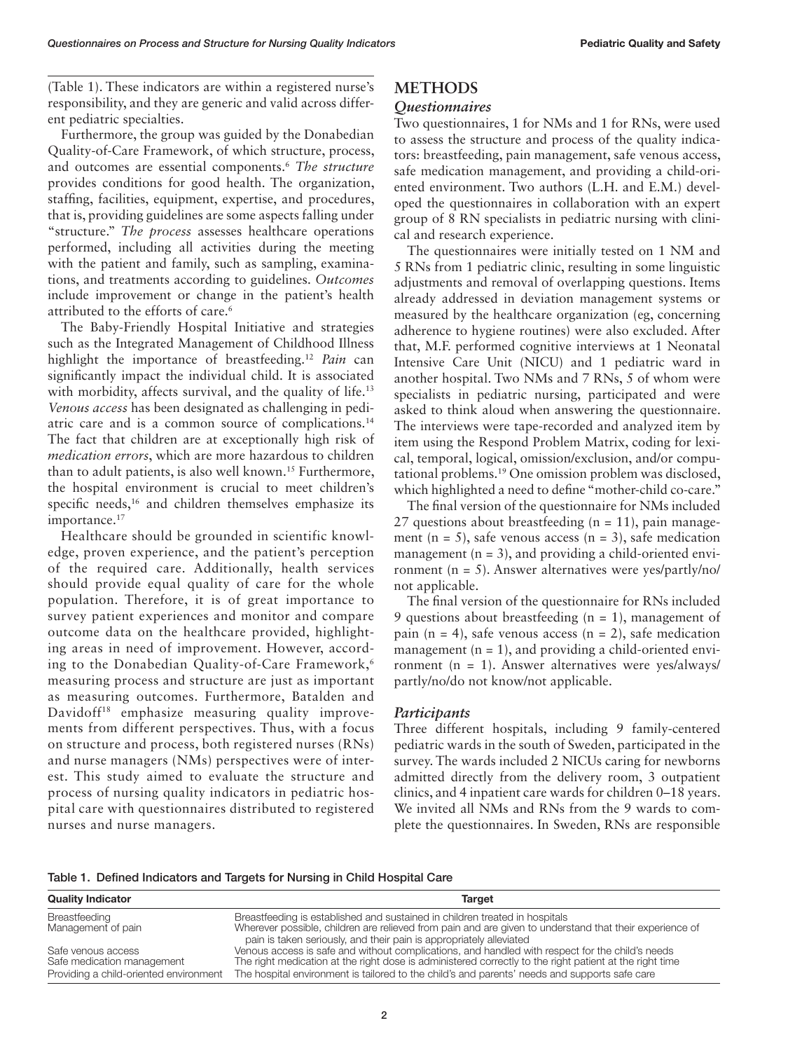(Table 1). These indicators are within a registered nurse's responsibility, and they are generic and valid across different pediatric specialties.

Furthermore, the group was guided by the Donabedian Quality-of-Care Framework, of which structure, process, and outcomes are essential components.[6] *The structure* provides conditions for good health. The organization, staffing, facilities, equipment, expertise, and procedures, that is, providing guidelines are some aspects falling under "structure." *The process* assesses healthcare operations performed, including all activities during the meeting with the patient and family, such as sampling, examinations, and treatments according to guidelines. *Outcomes* include improvement or change in the patient's health attributed to the efforts of care.[6]

The Baby-Friendly Hospital Initiative and strategies such as the Integrated Management of Childhood Illness highlight the importance of breastfeeding.[12] *Pain* can significantly impact the individual child. It is associated with morbidity, affects survival, and the quality of life.[13] *Venous access* has been designated as challenging in pediatric care and is a common source of complications.[14] The fact that children are at exceptionally high risk of *medication errors*, which are more hazardous to children than to adult patients, is also well known.[15] Furthermore, the hospital environment is crucial to meet children's specific needs,[16] and children themselves emphasize its importance.[17]

Healthcare should be grounded in scientific knowledge, proven experience, and the patient's perception of the required care. Additionally, health services should provide equal quality of care for the whole population. Therefore, it is of great importance to survey patient experiences and monitor and compare outcome data on the healthcare provided, highlighting areas in need of improvement. However, according to the Donabedian Quality-of-Care Framework,[6] measuring process and structure are just as important as measuring outcomes. Furthermore, Batalden and Davidoff[18] emphasize measuring quality improvements from different perspectives. Thus, with a focus on structure and process, both registered nurses (RNs) and nurse managers (NMs) perspectives were of interest. This study aimed to evaluate the structure and process of nursing quality indicators in pediatric hospital care with questionnaires distributed to registered nurses and nurse managers.

## METHODS

### *Questionnaires*

Two questionnaires, 1 for NMs and 1 for RNs, were used to assess the structure and process of the quality indicators: breastfeeding, pain management, safe venous access, safe medication management, and providing a child-oriented environment. Two authors (L.H. and E.M.) developed the questionnaires in collaboration with an expert group of 8 RN specialists in pediatric nursing with clinical and research experience.

The questionnaires were initially tested on 1 NM and 5 RNs from 1 pediatric clinic, resulting in some linguistic adjustments and removal of overlapping questions. Items already addressed in deviation management systems or measured by the healthcare organization (eg, concerning adherence to hygiene routines) were also excluded. After that, M.F. performed cognitive interviews at 1 Neonatal Intensive Care Unit (NICU) and 1 pediatric ward in another hospital. Two NMs and 7 RNs, 5 of whom were specialists in pediatric nursing, participated and were asked to think aloud when answering the questionnaire. The interviews were tape-recorded and analyzed item by item using the Respond Problem Matrix, coding for lexical, temporal, logical, omission/exclusion, and/or computational problems.[19] One omission problem was disclosed, which highlighted a need to define "mother-child co-care."

The final version of the questionnaire for NMs included 27 questions about breastfeeding (n = 11), pain management (n = 5), safe venous access (n = 3), safe medication management (n = 3), and providing a child-oriented environment (n = 5). Answer alternatives were yes/partly/no/not applicable.

The final version of the questionnaire for RNs included 9 questions about breastfeeding (n = 1), management of pain (n = 4), safe venous access (n = 2), safe medication management (n = 1), and providing a child-oriented environment (n = 1). Answer alternatives were yes/always/partly/no/do not know/not applicable.

### *Participants*

Three different hospitals, including 9 family-centered pediatric wards in the south of Sweden, participated in the survey. The wards included 2 NICUs caring for newborns admitted directly from the delivery room, 3 outpatient clinics, and 4 inpatient care wards for children 0–18 years. We invited all NMs and RNs from the 9 wards to complete the questionnaires. In Sweden, RNs are responsible

Table 1. Defined Indicators and Targets for Nursing in Child Hospital Care

| Quality Indicator | Target |
|---|---|
| Breastfeeding | Breastfeeding is established and sustained in children treated in hospitals |
| Management of pain | Wherever possible, children are relieved from pain and are given to understand that their experience of pain is taken seriously, and their pain is appropriately alleviated |
| Safe venous access | Venous access is safe and without complications, and handled with respect for the child's needs |
| Safe medication management | The right medication at the right dose is administered correctly to the right patient at the right time |
| Providing a child-oriented environment | The hospital environment is tailored to the child's and parents' needs and supports safe care |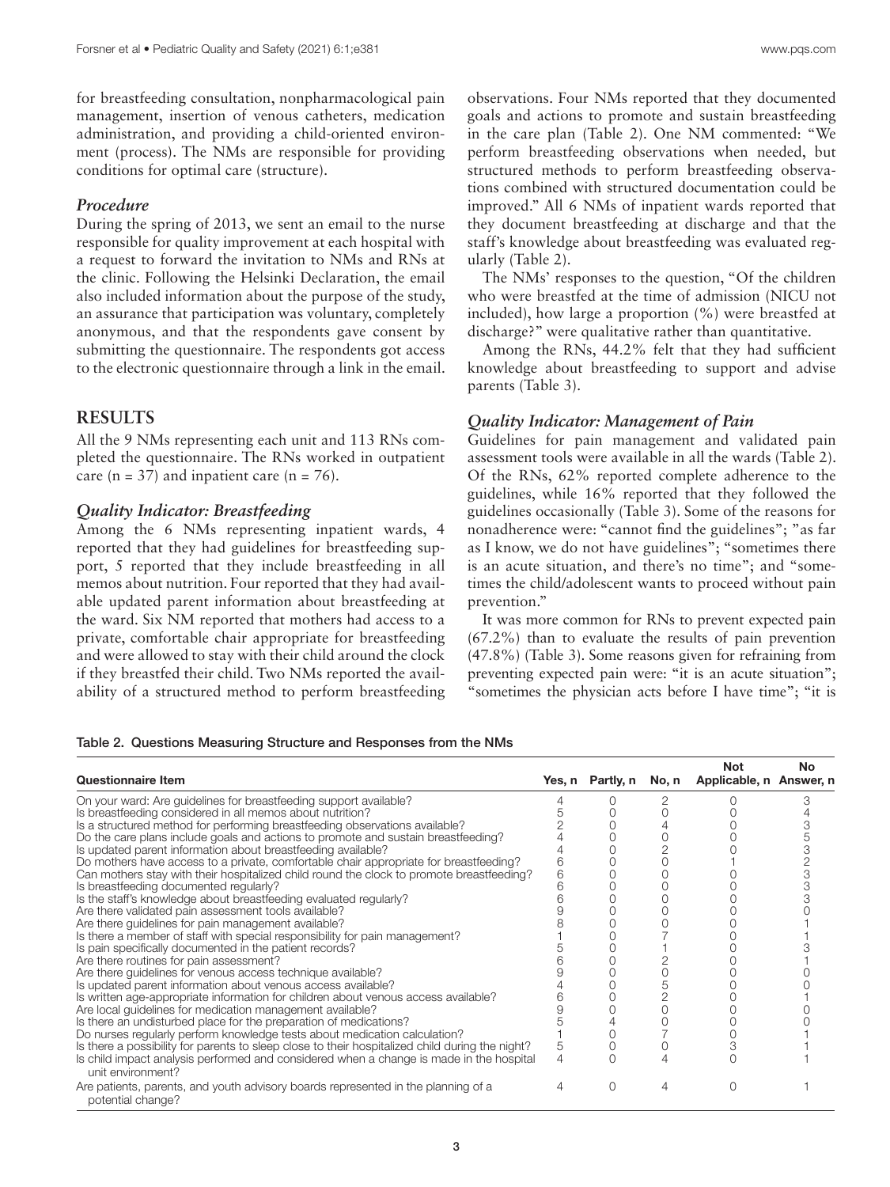for breastfeeding consultation, nonpharmacological pain management, insertion of venous catheters, medication administration, and providing a child-oriented environment (process). The NMs are responsible for providing conditions for optimal care (structure).

### *Procedure*

During the spring of 2013, we sent an email to the nurse responsible for quality improvement at each hospital with a request to forward the invitation to NMs and RNs at the clinic. Following the Helsinki Declaration, the email also included information about the purpose of the study, an assurance that participation was voluntary, completely anonymous, and that the respondents gave consent by submitting the questionnaire. The respondents got access to the electronic questionnaire through a link in the email.

## RESULTS

All the 9 NMs representing each unit and 113 RNs completed the questionnaire. The RNs worked in outpatient care (n = 37) and inpatient care (n = 76).

### *Quality Indicator: Breastfeeding*

Among the 6 NMs representing inpatient wards, 4 reported that they had guidelines for breastfeeding support, 5 reported that they include breastfeeding in all memos about nutrition. Four reported that they had available updated parent information about breastfeeding at the ward. Six NM reported that mothers had access to a private, comfortable chair appropriate for breastfeeding and were allowed to stay with their child around the clock if they breastfed their child. Two NMs reported the availability of a structured method to perform breastfeeding observations. Four NMs reported that they documented goals and actions to promote and sustain breastfeeding in the care plan (Table 2). One NM commented: "We perform breastfeeding observations when needed, but structured methods to perform breastfeeding observations combined with structured documentation could be improved." All 6 NMs of inpatient wards reported that they document breastfeeding at discharge and that the staff's knowledge about breastfeeding was evaluated regularly (Table 2).

The NMs' responses to the question, "Of the children who were breastfed at the time of admission (NICU not included), how large a proportion (%) were breastfed at discharge?" were qualitative rather than quantitative.

Among the RNs, 44.2% felt that they had sufficient knowledge about breastfeeding to support and advise parents (Table 3).

### *Quality Indicator: Management of Pain*

Guidelines for pain management and validated pain assessment tools were available in all the wards (Table 2). Of the RNs, 62% reported complete adherence to the guidelines, while 16% reported that they followed the guidelines occasionally (Table 3). Some of the reasons for nonadherence were: "cannot find the guidelines"; "as far as I know, we do not have guidelines"; "sometimes there is an acute situation, and there's no time"; and "sometimes the child/adolescent wants to proceed without pain prevention."

It was more common for RNs to prevent expected pain (67.2%) than to evaluate the results of pain prevention (47.8%) (Table 3). Some reasons given for refraining from preventing expected pain were: "it is an acute situation"; "sometimes the physician acts before I have time"; "it is

Table 2. Questions Measuring Structure and Responses from the NMs

| Questionnaire Item | Yes, n | Partly, n | No, n | Not Applicable, n | No Answer, n |
|---|---|---|---|---|---|
| On your ward: Are guidelines for breastfeeding support available? | 4 | 0 | 2 | 0 | 3 |
| Is breastfeeding considered in all memos about nutrition? | 5 | 0 | 0 | 0 | 4 |
| Is a structured method for performing breastfeeding observations available? | 2 | 0 | 4 | 0 | 3 |
| Do the care plans include goals and actions to promote and sustain breastfeeding? | 4 | 0 | 0 | 0 | 5 |
| Is updated parent information about breastfeeding available? | 4 | 0 | 2 | 0 | 3 |
| Do mothers have access to a private, comfortable chair appropriate for breastfeeding? | 6 | 0 | 0 | 1 | 2 |
| Can mothers stay with their hospitalized child round the clock to promote breastfeeding? | 6 | 0 | 0 | 0 | 3 |
| Is breastfeeding documented regularly? | 6 | 0 | 0 | 0 | 3 |
| Is the staff's knowledge about breastfeeding evaluated regularly? | 6 | 0 | 0 | 0 | 3 |
| Are there validated pain assessment tools available? | 9 | 0 | 0 | 0 | 0 |
| Are there guidelines for pain management available? | 8 | 0 | 0 | 0 | 1 |
| Is there a member of staff with special responsibility for pain management? | 1 | 0 | 7 | 0 | 1 |
| Is pain specifically documented in the patient records? | 5 | 0 | 1 | 0 | 3 |
| Are there routines for pain assessment? | 6 | 0 | 2 | 0 | 1 |
| Are there guidelines for venous access technique available? | 9 | 0 | 0 | 0 | 0 |
| Is updated parent information about venous access available? | 4 | 0 | 5 | 0 | 0 |
| Is written age-appropriate information for children about venous access available? | 6 | 0 | 2 | 0 | 1 |
| Are local guidelines for medication management available? | 9 | 0 | 0 | 0 | 0 |
| Is there an undisturbed place for the preparation of medications? | 5 | 4 | 0 | 0 | 0 |
| Do nurses regularly perform knowledge tests about medication calculation? | 1 | 0 | 7 | 0 | 1 |
| Is there a possibility for parents to sleep close to their hospitalized child during the night? | 5 | 0 | 0 | 3 | 1 |
| Is child impact analysis performed and considered when a change is made in the hospital unit environment? | 4 | 0 | 4 | 0 | 1 |
| Are patients, parents, and youth advisory boards represented in the planning of a potential change? | 4 | 0 | 4 | 0 | 1 |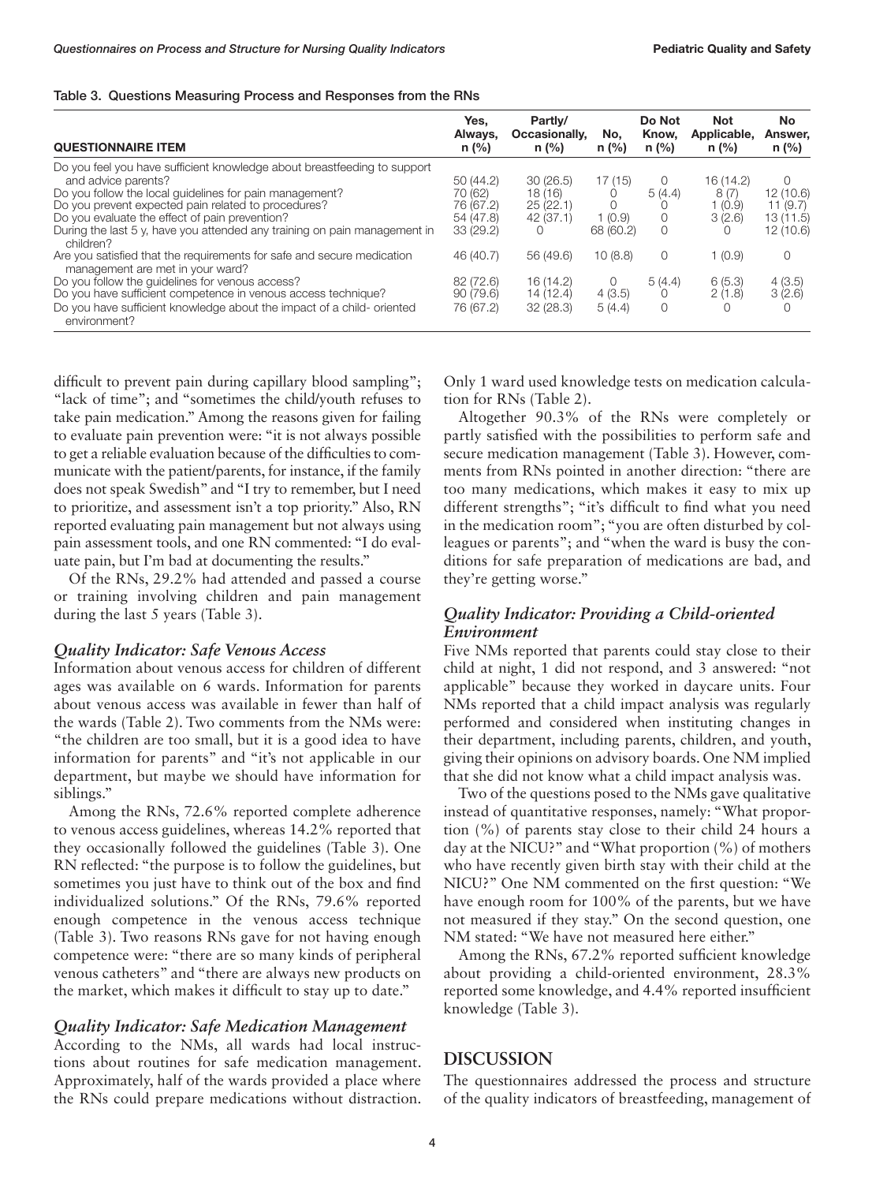Table 3. Questions Measuring Process and Responses from the RNs

| QUESTIONNAIRE ITEM | Yes, Always, n (%) | Partly/ Occasionally, n (%) | No, n (%) | Do Not Know, n (%) | Not Applicable, n (%) | No Answer, n (%) |
|---|---|---|---|---|---|---|
| Do you feel you have sufficient knowledge about breastfeeding to support and advice parents? | 50 (44.2) | 30 (26.5) | 17 (15) | 0 | 16 (14.2) | 0 |
| Do you follow the local guidelines for pain management? | 70 (62) | 18 (16) | 0 | 5 (4.4) | 8 (7) | 12 (10.6) |
| Do you prevent expected pain related to procedures? | 76 (67.2) | 25 (22.1) | 0 | 0 | 1 (0.9) | 11 (9.7) |
| Do you evaluate the effect of pain prevention? | 54 (47.8) | 42 (37.1) | 1 (0.9) | 0 | 3 (2.6) | 13 (11.5) |
| During the last 5 y, have you attended any training on pain management in children? | 33 (29.2) | 0 | 68 (60.2) | 0 | 0 | 12 (10.6) |
| Are you satisfied that the requirements for safe and secure medication management are met in your ward? | 46 (40.7) | 56 (49.6) | 10 (8.8) | 0 | 1 (0.9) | 0 |
| Do you follow the guidelines for venous access? | 82 (72.6) | 16 (14.2) | 0 | 5 (4.4) | 6 (5.3) | 4 (3.5) |
| Do you have sufficient competence in venous access technique? | 90 (79.6) | 14 (12.4) | 4 (3.5) | 0 | 2 (1.8) | 3 (2.6) |
| Do you have sufficient knowledge about the impact of a child- oriented environment? | 76 (67.2) | 32 (28.3) | 5 (4.4) | 0 | 0 | 0 |

difficult to prevent pain during capillary blood sampling"; "lack of time"; and "sometimes the child/youth refuses to take pain medication." Among the reasons given for failing to evaluate pain prevention were: "it is not always possible to get a reliable evaluation because of the difficulties to communicate with the patient/parents, for instance, if the family does not speak Swedish" and "I try to remember, but I need to prioritize, and assessment isn't a top priority." Also, RN reported evaluating pain management but not always using pain assessment tools, and one RN commented: "I do evaluate pain, but I'm bad at documenting the results."

Of the RNs, 29.2% had attended and passed a course or training involving children and pain management during the last 5 years (Table 3).

### Quality Indicator: Safe Venous Access

Information about venous access for children of different ages was available on 6 wards. Information for parents about venous access was available in fewer than half of the wards (Table 2). Two comments from the NMs were: "the children are too small, but it is a good idea to have information for parents" and "it's not applicable in our department, but maybe we should have information for siblings."

Among the RNs, 72.6% reported complete adherence to venous access guidelines, whereas 14.2% reported that they occasionally followed the guidelines (Table 3). One RN reflected: "the purpose is to follow the guidelines, but sometimes you just have to think out of the box and find individualized solutions." Of the RNs, 79.6% reported enough competence in the venous access technique (Table 3). Two reasons RNs gave for not having enough competence were: "there are so many kinds of peripheral venous catheters" and "there are always new products on the market, which makes it difficult to stay up to date."

### Quality Indicator: Safe Medication Management

According to the NMs, all wards had local instructions about routines for safe medication management. Approximately, half of the wards provided a place where the RNs could prepare medications without distraction. Only 1 ward used knowledge tests on medication calculation for RNs (Table 2).

Altogether 90.3% of the RNs were completely or partly satisfied with the possibilities to perform safe and secure medication management (Table 3). However, comments from RNs pointed in another direction: "there are too many medications, which makes it easy to mix up different strengths"; "it's difficult to find what you need in the medication room"; "you are often disturbed by colleagues or parents"; and "when the ward is busy the conditions for safe preparation of medications are bad, and they're getting worse."

### Quality Indicator: Providing a Child-oriented Environment

Five NMs reported that parents could stay close to their child at night, 1 did not respond, and 3 answered: "not applicable" because they worked in daycare units. Four NMs reported that a child impact analysis was regularly performed and considered when instituting changes in their department, including parents, children, and youth, giving their opinions on advisory boards. One NM implied that she did not know what a child impact analysis was.

Two of the questions posed to the NMs gave qualitative instead of quantitative responses, namely: "What proportion (%) of parents stay close to their child 24 hours a day at the NICU?" and "What proportion (%) of mothers who have recently given birth stay with their child at the NICU?" One NM commented on the first question: "We have enough room for 100% of the parents, but we have not measured if they stay." On the second question, one NM stated: "We have not measured here either."

Among the RNs, 67.2% reported sufficient knowledge about providing a child-oriented environment, 28.3% reported some knowledge, and 4.4% reported insufficient knowledge (Table 3).

## DISCUSSION

The questionnaires addressed the process and structure of the quality indicators of breastfeeding, management of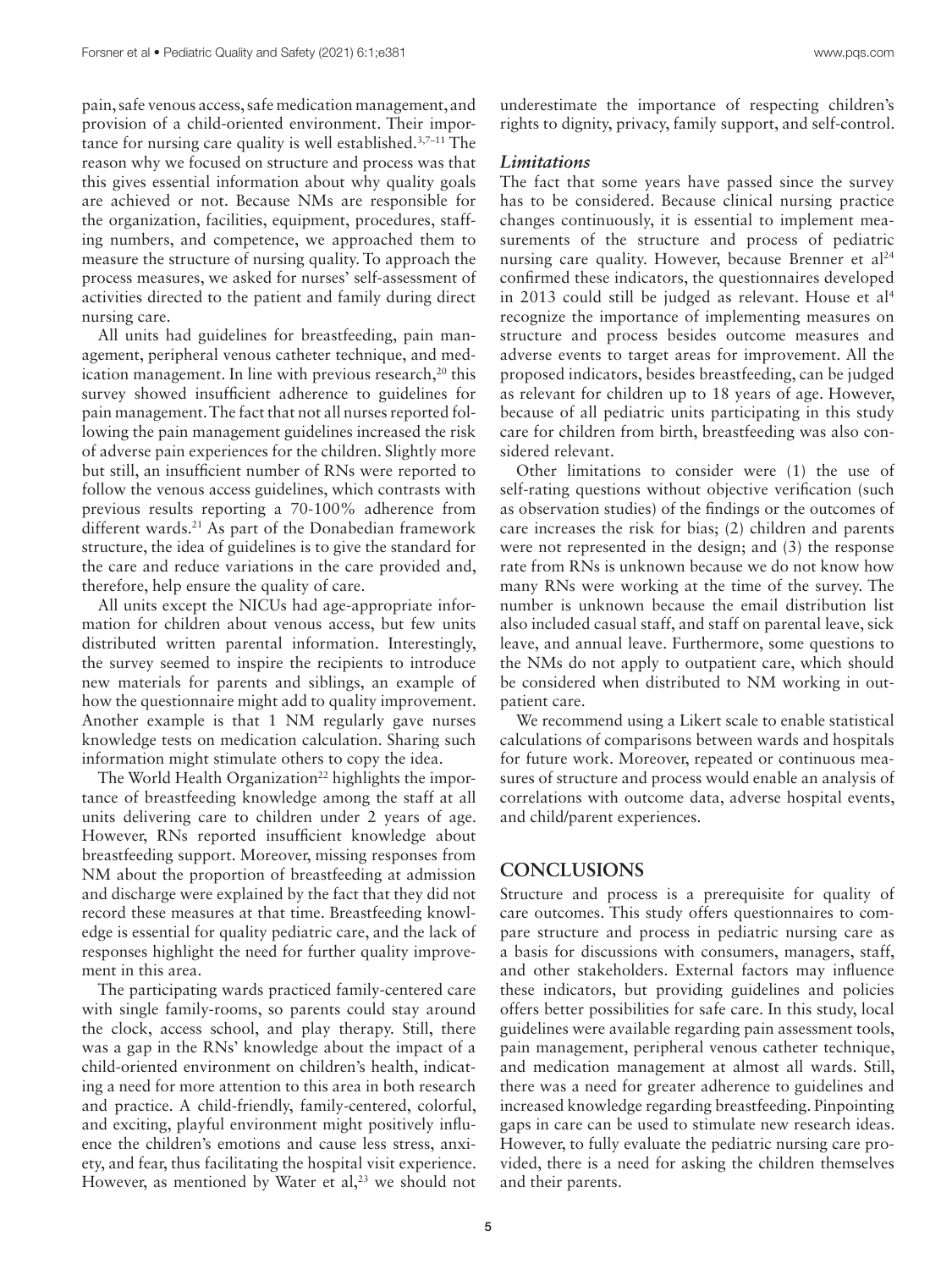pain, safe venous access, safe medication management, and provision of a child-oriented environment. Their importance for nursing care quality is well established.[3,7–11] The reason why we focused on structure and process was that this gives essential information about why quality goals are achieved or not. Because NMs are responsible for the organization, facilities, equipment, procedures, staffing numbers, and competence, we approached them to measure the structure of nursing quality. To approach the process measures, we asked for nurses' self-assessment of activities directed to the patient and family during direct nursing care.

All units had guidelines for breastfeeding, pain management, peripheral venous catheter technique, and medication management. In line with previous research,[20] this survey showed insufficient adherence to guidelines for pain management. The fact that not all nurses reported following the pain management guidelines increased the risk of adverse pain experiences for the children. Slightly more but still, an insufficient number of RNs were reported to follow the venous access guidelines, which contrasts with previous results reporting a 70-100% adherence from different wards.[21] As part of the Donabedian framework structure, the idea of guidelines is to give the standard for the care and reduce variations in the care provided and, therefore, help ensure the quality of care.

All units except the NICUs had age-appropriate information for children about venous access, but few units distributed written parental information. Interestingly, the survey seemed to inspire the recipients to introduce new materials for parents and siblings, an example of how the questionnaire might add to quality improvement. Another example is that 1 NM regularly gave nurses knowledge tests on medication calculation. Sharing such information might stimulate others to copy the idea.

The World Health Organization[22] highlights the importance of breastfeeding knowledge among the staff at all units delivering care to children under 2 years of age. However, RNs reported insufficient knowledge about breastfeeding support. Moreover, missing responses from NM about the proportion of breastfeeding at admission and discharge were explained by the fact that they did not record these measures at that time. Breastfeeding knowledge is essential for quality pediatric care, and the lack of responses highlight the need for further quality improvement in this area.

The participating wards practiced family-centered care with single family-rooms, so parents could stay around the clock, access school, and play therapy. Still, there was a gap in the RNs' knowledge about the impact of a child-oriented environment on children's health, indicating a need for more attention to this area in both research and practice. A child-friendly, family-centered, colorful, and exciting, playful environment might positively influence the children's emotions and cause less stress, anxiety, and fear, thus facilitating the hospital visit experience. However, as mentioned by Water et al,[23] we should not underestimate the importance of respecting children's rights to dignity, privacy, family support, and self-control.

### *Limitations*

The fact that some years have passed since the survey has to be considered. Because clinical nursing practice changes continuously, it is essential to implement measurements of the structure and process of pediatric nursing care quality. However, because Brenner et al[24] confirmed these indicators, the questionnaires developed in 2013 could still be judged as relevant. House et al[4] recognize the importance of implementing measures on structure and process besides outcome measures and adverse events to target areas for improvement. All the proposed indicators, besides breastfeeding, can be judged as relevant for children up to 18 years of age. However, because of all pediatric units participating in this study care for children from birth, breastfeeding was also considered relevant.

Other limitations to consider were (1) the use of self-rating questions without objective verification (such as observation studies) of the findings or the outcomes of care increases the risk for bias; (2) children and parents were not represented in the design; and (3) the response rate from RNs is unknown because we do not know how many RNs were working at the time of the survey. The number is unknown because the email distribution list also included casual staff, and staff on parental leave, sick leave, and annual leave. Furthermore, some questions to the NMs do not apply to outpatient care, which should be considered when distributed to NM working in outpatient care.

We recommend using a Likert scale to enable statistical calculations of comparisons between wards and hospitals for future work. Moreover, repeated or continuous measures of structure and process would enable an analysis of correlations with outcome data, adverse hospital events, and child/parent experiences.

## CONCLUSIONS

Structure and process is a prerequisite for quality of care outcomes. This study offers questionnaires to compare structure and process in pediatric nursing care as a basis for discussions with consumers, managers, staff, and other stakeholders. External factors may influence these indicators, but providing guidelines and policies offers better possibilities for safe care. In this study, local guidelines were available regarding pain assessment tools, pain management, peripheral venous catheter technique, and medication management at almost all wards. Still, there was a need for greater adherence to guidelines and increased knowledge regarding breastfeeding. Pinpointing gaps in care can be used to stimulate new research ideas. However, to fully evaluate the pediatric nursing care provided, there is a need for asking the children themselves and their parents.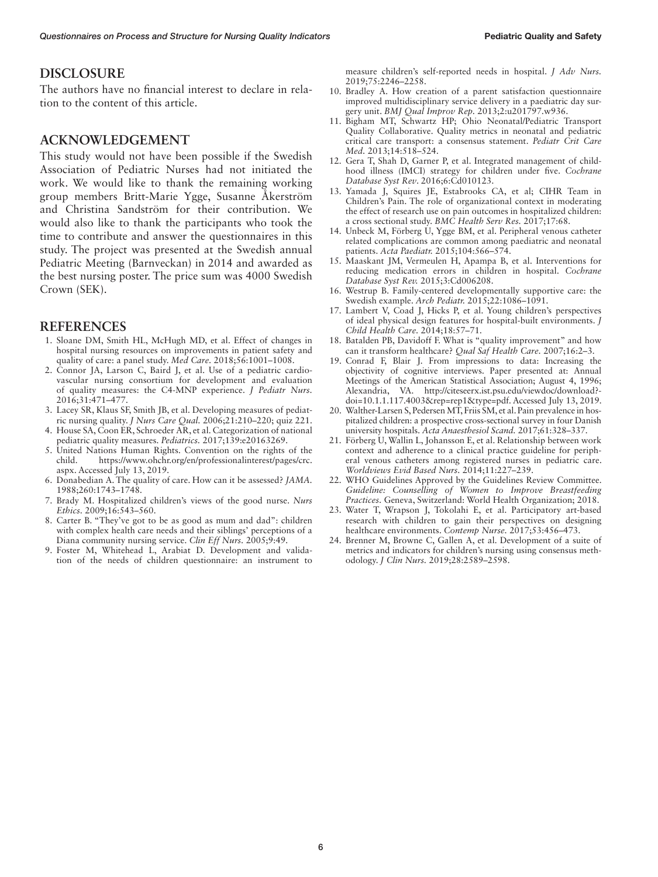## DISCLOSURE

The authors have no financial interest to declare in relation to the content of this article.

## ACKNOWLEDGEMENT

This study would not have been possible if the Swedish Association of Pediatric Nurses had not initiated the work. We would like to thank the remaining working group members Britt-Marie Ygge, Susanne Åkerström and Christina Sandström for their contribution. We would also like to thank the participants who took the time to contribute and answer the questionnaires in this study. The project was presented at the Swedish annual Pediatric Meeting (Barnveckan) in 2014 and awarded as the best nursing poster. The price sum was 4000 Swedish Crown (SEK).

## REFERENCES

1. Sloane DM, Smith HL, McHugh MD, et al. Effect of changes in hospital nursing resources on improvements in patient safety and quality of care: a panel study. *Med Care*. 2018;56:1001–1008.
2. Connor JA, Larson C, Baird J, et al. Use of a pediatric cardiovascular nursing consortium for development and evaluation of quality measures: the C4-MNP experience. *J Pediatr Nurs*. 2016;31:471–477.
3. Lacey SR, Klaus SF, Smith JB, et al. Developing measures of pediatric nursing quality. *J Nurs Care Qual*. 2006;21:210–220; quiz 221.
4. House SA, Coon ER, Schroeder AR, et al. Categorization of national pediatric quality measures. *Pediatrics*. 2017;139:e20163269.
5. United Nations Human Rights. Convention on the rights of the child. https://www.ohchr.org/en/professionalinterest/pages/crc.aspx. Accessed July 13, 2019.
6. Donabedian A. The quality of care. How can it be assessed? *JAMA*. 1988;260:1743–1748.
7. Brady M. Hospitalized children's views of the good nurse. *Nurs Ethics*. 2009;16:543–560.
8. Carter B. "They've got to be as good as mum and dad": children with complex health care needs and their siblings' perceptions of a Diana community nursing service. *Clin Eff Nurs*. 2005;9:49.
9. Foster M, Whitehead L, Arabiat D. Development and validation of the needs of children questionnaire: an instrument to measure children's self-reported needs in hospital. *J Adv Nurs*. 2019;75:2246–2258.
10. Bradley A. How creation of a parent satisfaction questionnaire improved multidisciplinary service delivery in a paediatric day surgery unit. *BMJ Qual Improv Rep*. 2013;2:u201797.w936.
11. Bigham MT, Schwartz HP; Ohio Neonatal/Pediatric Transport Quality Collaborative. Quality metrics in neonatal and pediatric critical care transport: a consensus statement. *Pediatr Crit Care Med*. 2013;14:518–524.
12. Gera T, Shah D, Garner P, et al. Integrated management of childhood illness (IMCI) strategy for children under five. *Cochrane Database Syst Rev*. 2016;6:Cd010123.
13. Yamada J, Squires JE, Estabrooks CA, et al; CIHR Team in Children's Pain. The role of organizational context in moderating the effect of research use on pain outcomes in hospitalized children: a cross sectional study. *BMC Health Serv Res*. 2017;17:68.
14. Unbeck M, Förberg U, Ygge BM, et al. Peripheral venous catheter related complications are common among paediatric and neonatal patients. *Acta Paediatr*. 2015;104:566–574.
15. Maaskant JM, Vermeulen H, Apampa B, et al. Interventions for reducing medication errors in children in hospital. *Cochrane Database Syst Rev*. 2015;3:Cd006208.
16. Westrup B. Family-centered developmentally supportive care: the Swedish example. *Arch Pediatr*. 2015;22:1086–1091.
17. Lambert V, Coad J, Hicks P, et al. Young children's perspectives of ideal physical design features for hospital-built environments. *J Child Health Care*. 2014;18:57–71.
18. Batalden PB, Davidoff F. What is "quality improvement" and how can it transform healthcare? *Qual Saf Health Care*. 2007;16:2–3.
19. Conrad F, Blair J. From impressions to data: Increasing the objectivity of cognitive interviews. Paper presented at: Annual Meetings of the American Statistical Association; August 4, 1996; Alexandria, VA. http://citeseerx.ist.psu.edu/viewdoc/download?doi=10.1.1.117.4003&rep=rep1&type=pdf. Accessed July 13, 2019.
20. Walther-Larsen S, Pedersen MT, Friis SM, et al. Pain prevalence in hospitalized children: a prospective cross-sectional survey in four Danish university hospitals. *Acta Anaesthesiol Scand*. 2017;61:328–337.
21. Förberg U, Wallin L, Johansson E, et al. Relationship between work context and adherence to a clinical practice guideline for peripheral venous catheters among registered nurses in pediatric care. *Worldviews Evid Based Nurs*. 2014;11:227–239.
22. WHO Guidelines Approved by the Guidelines Review Committee. *Guideline: Counselling of Women to Improve Breastfeeding Practices*. Geneva, Switzerland: World Health Organization; 2018.
23. Water T, Wrapson J, Tokolahi E, et al. Participatory art-based research with children to gain their perspectives on designing healthcare environments. *Contemp Nurse*. 2017;53:456–473.
24. Brenner M, Browne C, Gallen A, et al. Development of a suite of metrics and indicators for children's nursing using consensus methodology. *J Clin Nurs*. 2019;28:2589–2598.